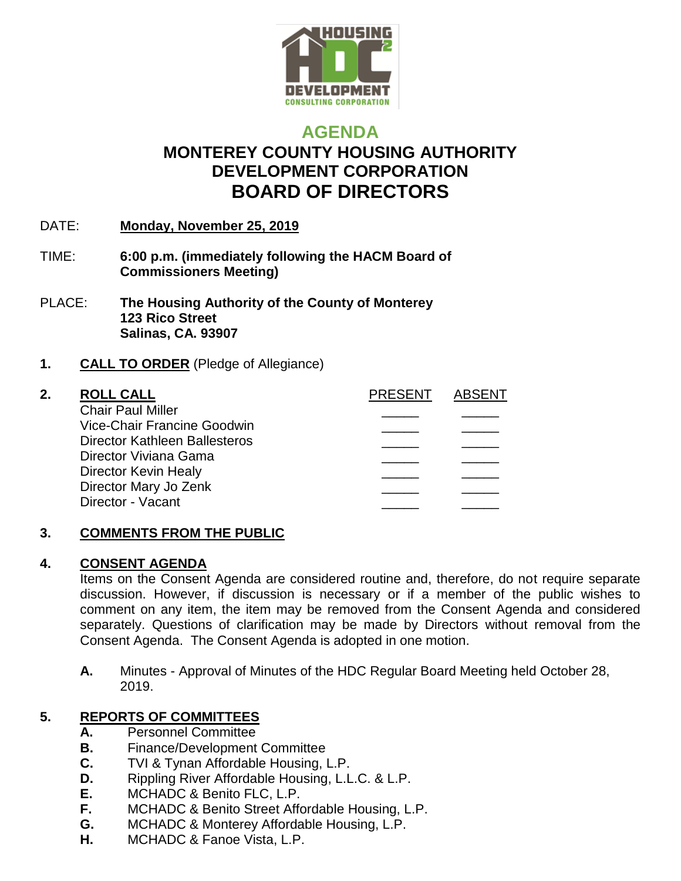# AGENDA

## MONTEREY COUNTY HOUSING AUTHORITY DEVELOPMENT CORPORATION

## BOARD OF DIRECTORS

DATE: **Monday, November 25, 2019**

TIME: **6:00 p.m. (immediately following the HACM Board of Commissioners Meeting)**

PLACE: **The Housing Authority of the County of Monterey**
**123 Rico Street**
**Salinas, CA. 93907**

**1. CALL TO ORDER** (Pledge of Allegiance)

**2. ROLL CALL**

| | PRESENT | ABSENT |
|---|---|---|
| Chair Paul Miller | _____ | _____ |
| Vice-Chair Francine Goodwin | _____ | _____ |
| Director Kathleen Ballesteros | _____ | _____ |
| Director Viviana Gama | _____ | _____ |
| Director Kevin Healy | _____ | _____ |
| Director Mary Jo Zenk | _____ | _____ |
| Director - Vacant | _____ | _____ |

**3. COMMENTS FROM THE PUBLIC**

**4. CONSENT AGENDA**

Items on the Consent Agenda are considered routine and, therefore, do not require separate discussion. However, if discussion is necessary or if a member of the public wishes to comment on any item, the item may be removed from the Consent Agenda and considered separately. Questions of clarification may be made by Directors without removal from the Consent Agenda. The Consent Agenda is adopted in one motion.

**A.** Minutes - Approval of Minutes of the HDC Regular Board Meeting held October 28, 2019.

**5. REPORTS OF COMMITTEES**

**A.** Personnel Committee
**B.** Finance/Development Committee
**C.** TVI & Tynan Affordable Housing, L.P.
**D.** Rippling River Affordable Housing, L.L.C. & L.P.
**E.** MCHADC & Benito FLC, L.P.
**F.** MCHADC & Benito Street Affordable Housing, L.P.
**G.** MCHADC & Monterey Affordable Housing, L.P.
**H.** MCHADC & Fanoe Vista, L.P.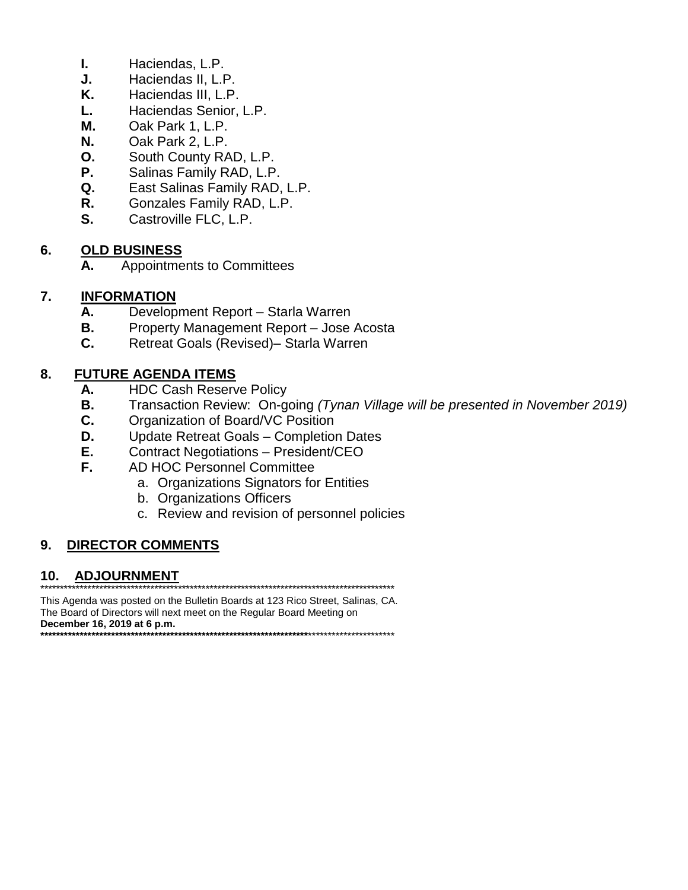- **I.** Haciendas, L.P.
- **J.** Haciendas II, L.P.
- **K.** Haciendas III, L.P.
- **L.** Haciendas Senior, L.P.
- **M.** Oak Park 1, L.P.
- **N.** Oak Park 2, L.P.
- **O.** South County RAD, L.P.
- **P.** Salinas Family RAD, L.P.
- **Q.** East Salinas Family RAD, L.P.
- **R.** Gonzales Family RAD, L.P.
- **S.** Castroville FLC, L.P.

## 6. OLD BUSINESS

- **A.** Appointments to Committees

## 7. INFORMATION

- **A.** Development Report – Starla Warren
- **B.** Property Management Report – Jose Acosta
- **C.** Retreat Goals (Revised)– Starla Warren

## 8. FUTURE AGENDA ITEMS

- **A.** HDC Cash Reserve Policy
- **B.** Transaction Review: On-going *(Tynan Village will be presented in November 2019)*
- **C.** Organization of Board/VC Position
- **D.** Update Retreat Goals – Completion Dates
- **E.** Contract Negotiations – President/CEO
- **F.** AD HOC Personnel Committee
  - a. Organizations Signators for Entities
  - b. Organizations Officers
  - c. Review and revision of personnel policies

## 9. DIRECTOR COMMENTS

## 10. ADJOURNMENT

*******************************************************************************************

This Agenda was posted on the Bulletin Boards at 123 Rico Street, Salinas, CA.
The Board of Directors will next meet on the Regular Board Meeting on
**December 16, 2019 at 6 p.m.**

*******************************************************************************************